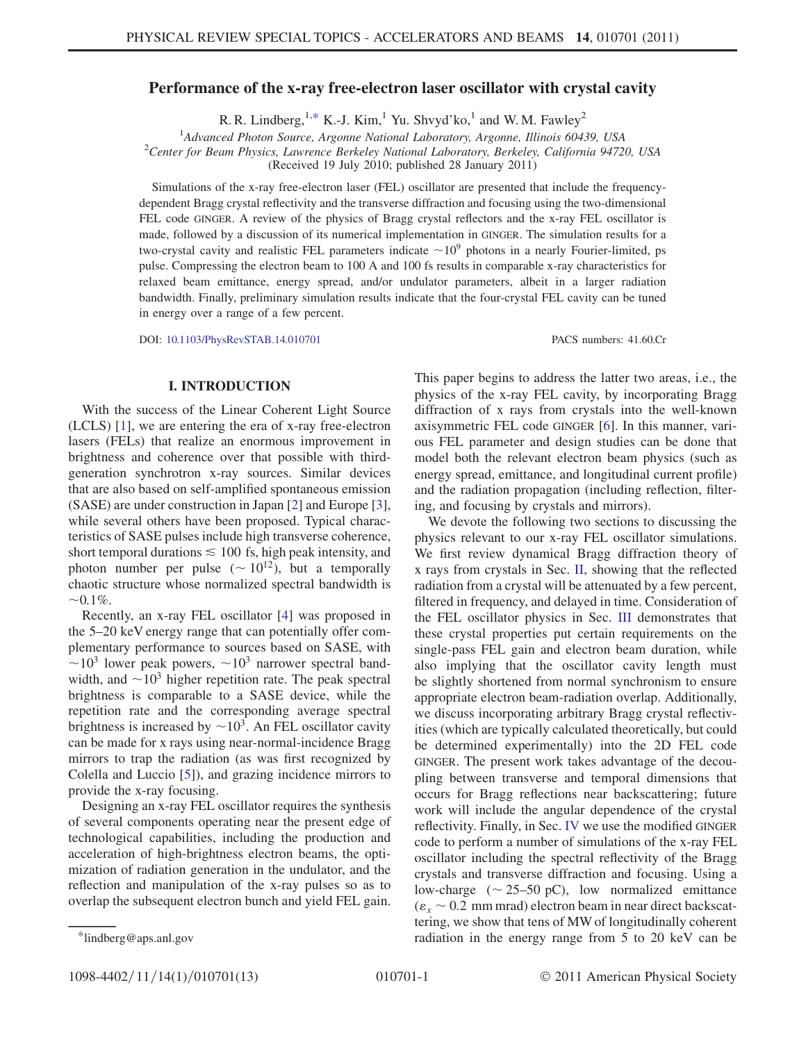# Performance of the x-ray free-electron laser oscillator with crystal cavity

R. R. Lindberg,[1,*] K.-J. Kim,[1] Yu. Shvyd'ko,[1] and W. M. Fawley[2]

[1]*Advanced Photon Source, Argonne National Laboratory, Argonne, Illinois 60439, USA*
[2]*Center for Beam Physics, Lawrence Berkeley National Laboratory, Berkeley, California 94720, USA*
(Received 19 July 2010; published 28 January 2011)

Simulations of the x-ray free-electron laser (FEL) oscillator are presented that include the frequency-dependent Bragg crystal reflectivity and the transverse diffraction and focusing using the two-dimensional FEL code GINGER. A review of the physics of Bragg crystal reflectors and the x-ray FEL oscillator is made, followed by a discussion of its numerical implementation in GINGER. The simulation results for a two-crystal cavity and realistic FEL parameters indicate $\sim 10^9$ photons in a nearly Fourier-limited, ps pulse. Compressing the electron beam to 100 A and 100 fs results in comparable x-ray characteristics for relaxed beam emittance, energy spread, and/or undulator parameters, albeit in a larger radiation bandwidth. Finally, preliminary simulation results indicate that the four-crystal FEL cavity can be tuned in energy over a range of a few percent.

DOI: 10.1103/PhysRevSTAB.14.010701 PACS numbers: 41.60.Cr

## I. INTRODUCTION

With the success of the Linear Coherent Light Source (LCLS) [1], we are entering the era of x-ray free-electron lasers (FELs) that realize an enormous improvement in brightness and coherence over that possible with third-generation synchrotron x-ray sources. Similar devices that are also based on self-amplified spontaneous emission (SASE) are under construction in Japan [2] and Europe [3], while several others have been proposed. Typical characteristics of SASE pulses include high transverse coherence, short temporal durations $\lesssim 100$ fs, high peak intensity, and photon number per pulse ($\sim 10^{12}$), but a temporally chaotic structure whose normalized spectral bandwidth is $\sim 0.1\%$.

Recently, an x-ray FEL oscillator [4] was proposed in the 5–20 keV energy range that can potentially offer complementary performance to sources based on SASE, with $\sim 10^3$ lower peak powers, $\sim 10^3$ narrower spectral bandwidth, and $\sim 10^3$ higher repetition rate. The peak spectral brightness is comparable to a SASE device, while the repetition rate and the corresponding average spectral brightness is increased by $\sim 10^3$. An FEL oscillator cavity can be made for x rays using near-normal-incidence Bragg mirrors to trap the radiation (as was first recognized by Colella and Luccio [5]), and grazing incidence mirrors to provide the x-ray focusing.

Designing an x-ray FEL oscillator requires the synthesis of several components operating near the present edge of technological capabilities, including the production and acceleration of high-brightness electron beams, the optimization of radiation generation in the undulator, and the reflection and manipulation of the x-ray pulses so as to overlap the subsequent electron bunch and yield FEL gain. This paper begins to address the latter two areas, i.e., the physics of the x-ray FEL cavity, by incorporating Bragg diffraction of x rays from crystals into the well-known axisymmetric FEL code GINGER [6]. In this manner, various FEL parameter and design studies can be done that model both the relevant electron beam physics (such as energy spread, emittance, and longitudinal current profile) and the radiation propagation (including reflection, filtering, and focusing by crystals and mirrors).

We devote the following two sections to discussing the physics relevant to our x-ray FEL oscillator simulations. We first review dynamical Bragg diffraction theory of x rays from crystals in Sec. II, showing that the reflected radiation from a crystal will be attenuated by a few percent, filtered in frequency, and delayed in time. Consideration of the FEL oscillator physics in Sec. III demonstrates that these crystal properties put certain requirements on the single-pass FEL gain and electron beam duration, while also implying that the oscillator cavity length must be slightly shortened from normal synchronism to ensure appropriate electron beam-radiation overlap. Additionally, we discuss incorporating arbitrary Bragg crystal reflectivities (which are typically calculated theoretically, but could be determined experimentally) into the 2D FEL code GINGER. The present work takes advantage of the decoupling between transverse and temporal dimensions that occurs for Bragg reflections near backscattering; future work will include the angular dependence of the crystal reflectivity. Finally, in Sec. IV we use the modified GINGER code to perform a number of simulations of the x-ray FEL oscillator including the spectral reflectivity of the Bragg crystals and transverse diffraction and focusing. Using a low-charge ($\sim 25$–$50$ pC), low normalized emittance ($\varepsilon_x \sim 0.2$ mm mrad) electron beam in near direct backscattering, we show that tens of MW of longitudinally coherent radiation in the energy range from 5 to 20 keV can be

*lindberg@aps.anl.gov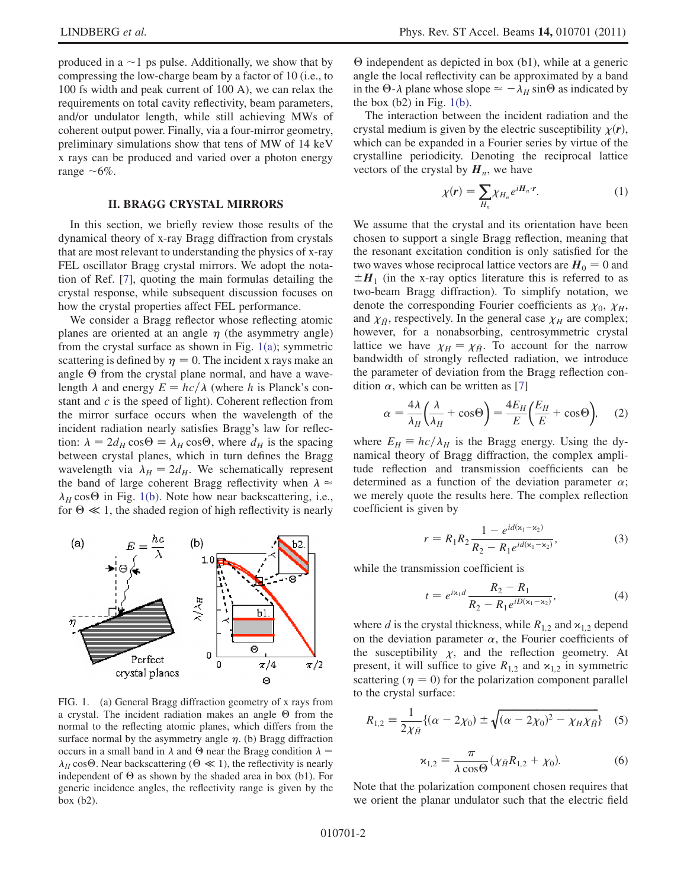produced in a ~1 ps pulse. Additionally, we show that by compressing the low-charge beam by a factor of 10 (i.e., to 100 fs width and peak current of 100 A), we can relax the requirements on total cavity reflectivity, beam parameters, and/or undulator length, while still achieving MWs of coherent output power. Finally, via a four-mirror geometry, preliminary simulations show that tens of MW of 14 keV x rays can be produced and varied over a photon energy range ~6%.

## II. BRAGG CRYSTAL MIRRORS

In this section, we briefly review those results of the dynamical theory of x-ray Bragg diffraction from crystals that are most relevant to understanding the physics of x-ray FEL oscillator Bragg crystal mirrors. We adopt the notation of Ref. [7], quoting the main formulas detailing the crystal response, while subsequent discussion focuses on how the crystal properties affect FEL performance.

We consider a Bragg reflector whose reflecting atomic planes are oriented at an angle $\eta$ (the asymmetry angle) from the crystal surface as shown in Fig. 1(a); symmetric scattering is defined by $\eta = 0$. The incident x rays make an angle $\Theta$ from the crystal plane normal, and have a wavelength $\lambda$ and energy $E = hc/\lambda$ (where $h$ is Planck's constant and $c$ is the speed of light). Coherent reflection from the mirror surface occurs when the wavelength of the incident radiation nearly satisfies Bragg's law for reflection: $\lambda = 2d_H \cos\Theta \equiv \lambda_H \cos\Theta$, where $d_H$ is the spacing between crystal planes, which in turn defines the Bragg wavelength via $\lambda_H = 2d_H$. We schematically represent the band of large coherent Bragg reflectivity when $\lambda \approx \lambda_H \cos\Theta$ in Fig. 1(b). Note how near backscattering, i.e., for $\Theta \ll 1$, the shaded region of high reflectivity is nearly $\Theta$ independent as depicted in box (b1), while at a generic angle the local reflectivity can be approximated by a band in the $\Theta$-$\lambda$ plane whose slope $\approx -\lambda_H \sin\Theta$ as indicated by the box (b2) in Fig. 1(b).

FIG. 1. (a) General Bragg diffraction geometry of x rays from a crystal. The incident radiation makes an angle $\Theta$ from the normal to the reflecting atomic planes, which differs from the surface normal by the asymmetry angle $\eta$. (b) Bragg diffraction occurs in a small band in $\lambda$ and $\Theta$ near the Bragg condition $\lambda = \lambda_H \cos\Theta$. Near backscattering ($\Theta \ll 1$), the reflectivity is nearly independent of $\Theta$ as shown by the shaded area in box (b1). For generic incidence angles, the reflectivity range is given by the box (b2).

The interaction between the incident radiation and the crystal medium is given by the electric susceptibility $\chi(\boldsymbol{r})$, which can be expanded in a Fourier series by virtue of the crystalline periodicity. Denoting the reciprocal lattice vectors of the crystal by $\boldsymbol{H}_n$, we have

$$\chi(\boldsymbol{r}) = \sum_{H_n} \chi_{H_n} e^{i\boldsymbol{H}_n \cdot \boldsymbol{r}}. \tag{1}$$

We assume that the crystal and its orientation have been chosen to support a single Bragg reflection, meaning that the resonant excitation condition is only satisfied for the two waves whose reciprocal lattice vectors are $\boldsymbol{H}_0 = 0$ and $\pm\boldsymbol{H}_1$ (in the x-ray optics literature this is referred to as two-beam Bragg diffraction). To simplify notation, we denote the corresponding Fourier coefficients as $\chi_0$, $\chi_H$, and $\chi_{\bar{H}}$, respectively. In the general case $\chi_H$ are complex; however, for a nonabsorbing, centrosymmetric crystal lattice we have $\chi_H = \chi_{\bar{H}}$. To account for the narrow bandwidth of strongly reflected radiation, we introduce the parameter of deviation from the Bragg reflection condition $\alpha$, which can be written as [7]

$$\alpha = \frac{4\lambda}{\lambda_H}\left(\frac{\lambda}{\lambda_H} + \cos\Theta\right) = \frac{4E_H}{E}\left(\frac{E_H}{E} + \cos\Theta\right), \tag{2}$$

where $E_H \equiv hc/\lambda_H$ is the Bragg energy. Using the dynamical theory of Bragg diffraction, the complex amplitude reflection and transmission coefficients can be determined as a function of the deviation parameter $\alpha$; we merely quote the results here. The complex reflection coefficient is given by

$$r = R_1 R_2 \frac{1 - e^{id(\varkappa_1 - \varkappa_2)}}{R_2 - R_1 e^{id(\varkappa_1 - \varkappa_2)}}, \tag{3}$$

while the transmission coefficient is

$$t = e^{i\varkappa_1 d} \frac{R_2 - R_1}{R_2 - R_1 e^{iD(\varkappa_1 - \varkappa_2)}}, \tag{4}$$

where $d$ is the crystal thickness, while $R_{1,2}$ and $\varkappa_{1,2}$ depend on the deviation parameter $\alpha$, the Fourier coefficients of the susceptibility $\chi$, and the reflection geometry. At present, it will suffice to give $R_{1,2}$ and $\varkappa_{1,2}$ in symmetric scattering ($\eta = 0$) for the polarization component parallel to the crystal surface:

$$R_{1,2} \equiv \frac{1}{2\chi_{\bar{H}}}\{(\alpha - 2\chi_0) \pm \sqrt{(\alpha - 2\chi_0)^2 - \chi_H \chi_{\bar{H}}}\} \tag{5}$$

$$\varkappa_{1,2} \equiv \frac{\pi}{\lambda \cos\Theta}(\chi_{\bar{H}} R_{1,2} + \chi_0). \tag{6}$$

Note that the polarization component chosen requires that we orient the planar undulator such that the electric field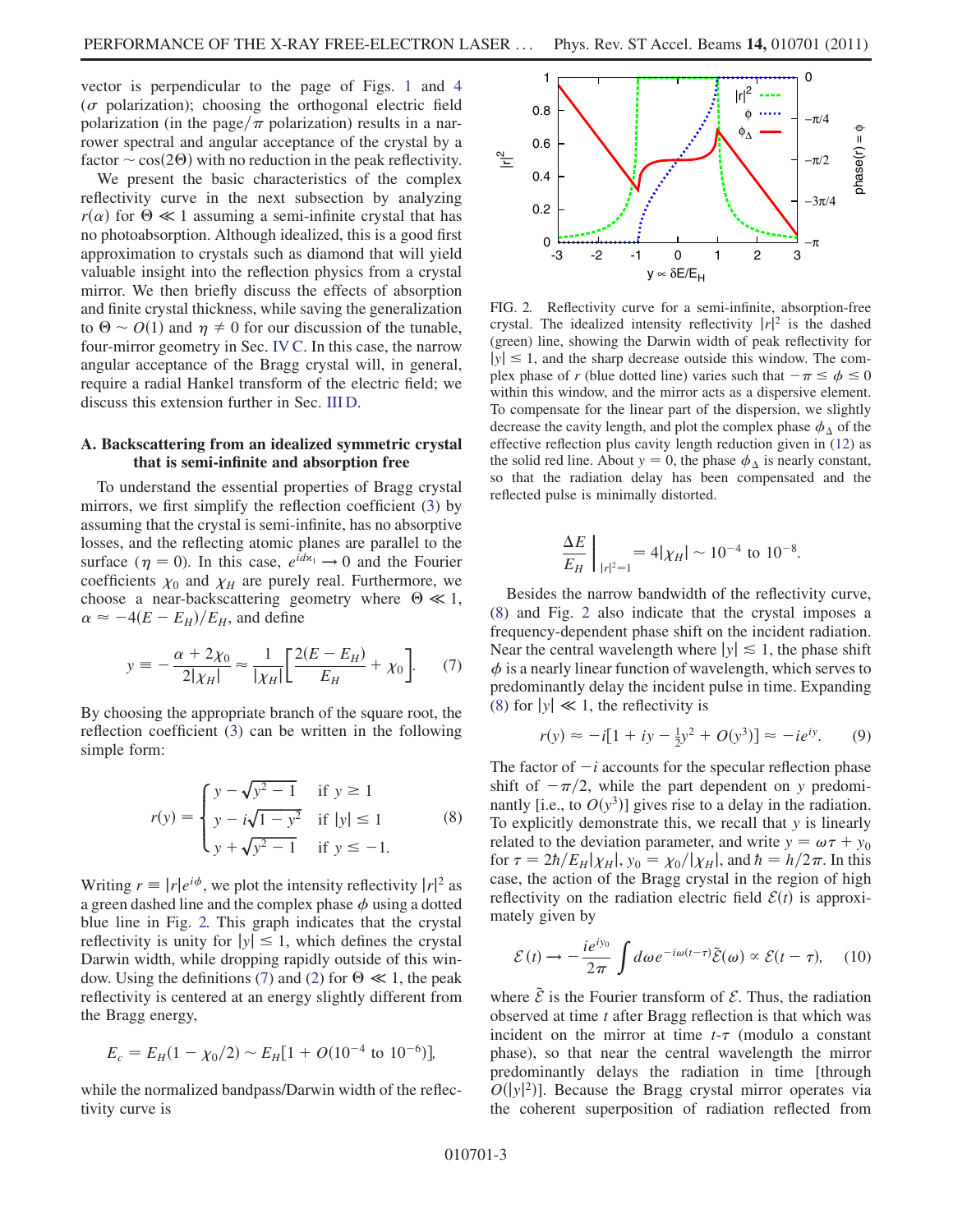vector is perpendicular to the page of Figs. 1 and 4 ($\sigma$ polarization); choosing the orthogonal electric field polarization (in the page/$\pi$ polarization) results in a narrower spectral and angular acceptance of the crystal by a factor $\sim \cos(2\Theta)$ with no reduction in the peak reflectivity.

We present the basic characteristics of the complex reflectivity curve in the next subsection by analyzing $r(\alpha)$ for $\Theta \ll 1$ assuming a semi-infinite crystal that has no photoabsorption. Although idealized, this is a good first approximation to crystals such as diamond that will yield valuable insight into the reflection physics from a crystal mirror. We then briefly discuss the effects of absorption and finite crystal thickness, while saving the generalization to $\Theta \sim O(1)$ and $\eta \neq 0$ for our discussion of the tunable, four-mirror geometry in Sec. IV C. In this case, the narrow angular acceptance of the Bragg crystal will, in general, require a radial Hankel transform of the electric field; we discuss this extension further in Sec. III D.

### A. Backscattering from an idealized symmetric crystal that is semi-infinite and absorption free

To understand the essential properties of Bragg crystal mirrors, we first simplify the reflection coefficient (3) by assuming that the crystal is semi-infinite, has no absorptive losses, and the reflecting atomic planes are parallel to the surface ($\eta = 0$). In this case, $e^{id\varkappa_1} \to 0$ and the Fourier coefficients $\chi_0$ and $\chi_H$ are purely real. Furthermore, we choose a near-backscattering geometry where $\Theta \ll 1$, $\alpha \approx -4(E - E_H)/E_H$, and define

$$y \equiv -\frac{\alpha + 2\chi_0}{2|\chi_H|} \approx \frac{1}{|\chi_H|}\left[\frac{2(E - E_H)}{E_H} + \chi_0\right]. \tag{7}$$

By choosing the appropriate branch of the square root, the reflection coefficient (3) can be written in the following simple form:

$$r(y) = \begin{cases} y - \sqrt{y^2 - 1} & \text{if } y \geq 1 \\ y - i\sqrt{1 - y^2} & \text{if } |y| \leq 1 \\ y + \sqrt{y^2 - 1} & \text{if } y \leq -1. \end{cases} \tag{8}$$

Writing $r \equiv |r|e^{i\phi}$, we plot the intensity reflectivity $|r|^2$ as a green dashed line and the complex phase $\phi$ using a dotted blue line in Fig. 2. This graph indicates that the crystal reflectivity is unity for $|y| \leq 1$, which defines the crystal Darwin width, while dropping rapidly outside of this window. Using the definitions (7) and (2) for $\Theta \ll 1$, the peak reflectivity is centered at an energy slightly different from the Bragg energy,

$$E_c = E_H(1 - \chi_0/2) \sim E_H[1 + O(10^{-4} \text{ to } 10^{-6})],$$

while the normalized bandpass/Darwin width of the reflectivity curve is

FIG. 2. Reflectivity curve for a semi-infinite, absorption-free crystal. The idealized intensity reflectivity $|r|^2$ is the dashed (green) line, showing the Darwin width of peak reflectivity for $|y| \leq 1$, and the sharp decrease outside this window. The complex phase of $r$ (blue dotted line) varies such that $-\pi \leq \phi \leq 0$ within this window, and the mirror acts as a dispersive element. To compensate for the linear part of the dispersion, we slightly decrease the cavity length, and plot the complex phase $\phi_\Delta$ of the effective reflection plus cavity length reduction given in (12) as the solid red line. About $y = 0$, the phase $\phi_\Delta$ is nearly constant, so that the radiation delay has been compensated and the reflected pulse is minimally distorted.

$$\left.\frac{\Delta E}{E_H}\right|_{|r|^2=1} = 4|\chi_H| \sim 10^{-4} \text{ to } 10^{-8}.$$

Besides the narrow bandwidth of the reflectivity curve, (8) and Fig. 2 also indicate that the crystal imposes a frequency-dependent phase shift on the incident radiation. Near the central wavelength where $|y| \lesssim 1$, the phase shift $\phi$ is a nearly linear function of wavelength, which serves to predominantly delay the incident pulse in time. Expanding (8) for $|y| \ll 1$, the reflectivity is

$$r(y) \approx -i[1 + iy - \tfrac{1}{2}y^2 + O(y^3)] \approx -ie^{iy}. \tag{9}$$

The factor of $-i$ accounts for the specular reflection phase shift of $-\pi/2$, while the part dependent on $y$ predominantly [i.e., to $O(y^3)$] gives rise to a delay in the radiation. To explicitly demonstrate this, we recall that $y$ is linearly related to the deviation parameter, and write $y = \omega\tau + y_0$ for $\tau = 2\hbar/E_H|\chi_H|$, $y_0 = \chi_0/|\chi_H|$, and $\hbar = h/2\pi$. In this case, the action of the Bragg crystal in the region of high reflectivity on the radiation electric field $\mathcal{E}(t)$ is approximately given by

$$\mathcal{E}(t) \to -\frac{ie^{iy_0}}{2\pi}\int d\omega e^{-i\omega(t-\tau)}\tilde{\mathcal{E}}(\omega) \propto \mathcal{E}(t - \tau), \tag{10}$$

where $\tilde{\mathcal{E}}$ is the Fourier transform of $\mathcal{E}$. Thus, the radiation observed at time $t$ after Bragg reflection is that which was incident on the mirror at time $t$-$\tau$ (modulo a constant phase), so that near the central wavelength the mirror predominantly delays the radiation in time [through $O(|y|^2)$]. Because the Bragg crystal mirror operates via the coherent superposition of radiation reflected from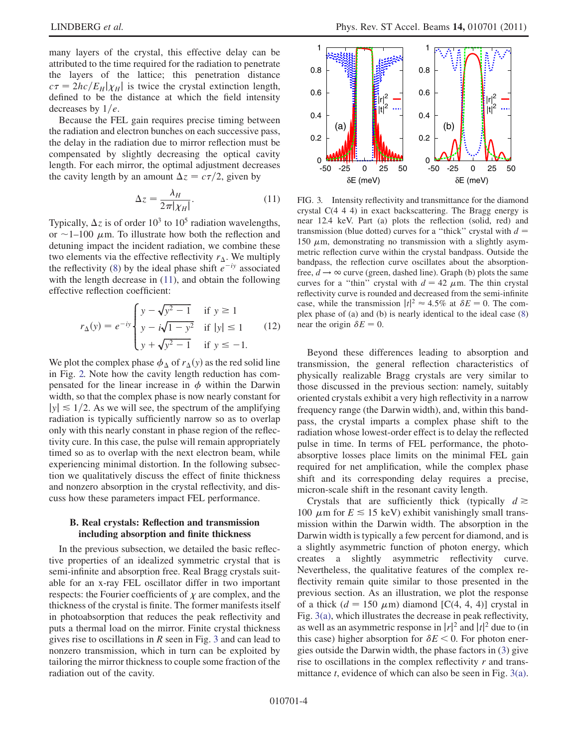many layers of the crystal, this effective delay can be attributed to the time required for the radiation to penetrate the layers of the lattice; this penetration distance $c\tau = 2hc/E_H|\chi_H|$ is twice the crystal extinction length, defined to be the distance at which the field intensity decreases by $1/e$.

Because the FEL gain requires precise timing between the radiation and electron bunches on each successive pass, the delay in the radiation due to mirror reflection must be compensated by slightly decreasing the optical cavity length. For each mirror, the optimal adjustment decreases the cavity length by an amount $\Delta z = c\tau/2$, given by

$$\Delta z = \frac{\lambda_H}{2\pi|\chi_H|}. \tag{11}$$

Typically, $\Delta z$ is of order $10^3$ to $10^5$ radiation wavelengths, or $\sim$1–100 $\mu$m. To illustrate how both the reflection and detuning impact the incident radiation, we combine these two elements via the effective reflectivity $r_\Delta$. We multiply the reflectivity (8) by the ideal phase shift $e^{-iy}$ associated with the length decrease in (11), and obtain the following effective reflection coefficient:

$$r_\Delta(y) = e^{-iy}\begin{cases} y - \sqrt{y^2 - 1} & \text{if } y \geq 1 \\ y - i\sqrt{1 - y^2} & \text{if } |y| \leq 1 \\ y + \sqrt{y^2 - 1} & \text{if } y \leq -1. \end{cases} \tag{12}$$

We plot the complex phase $\phi_\Delta$ of $r_\Delta(y)$ as the red solid line in Fig. 2. Note how the cavity length reduction has compensated for the linear increase in $\phi$ within the Darwin width, so that the complex phase is now nearly constant for $|y| \lesssim 1/2$. As we will see, the spectrum of the amplifying radiation is typically sufficiently narrow so as to overlap only with this nearly constant in phase region of the reflectivity cure. In this case, the pulse will remain appropriately timed so as to overlap with the next electron beam, while experiencing minimal distortion. In the following subsection we qualitatively discuss the effect of finite thickness and nonzero absorption in the crystal reflectivity, and discuss how these parameters impact FEL performance.

### B. Real crystals: Reflection and transmission including absorption and finite thickness

In the previous subsection, we detailed the basic reflective properties of an idealized symmetric crystal that is semi-infinite and absorption free. Real Bragg crystals suitable for an x-ray FEL oscillator differ in two important respects: the Fourier coefficients of $\chi$ are complex, and the thickness of the crystal is finite. The former manifests itself in photoabsorption that reduces the peak reflectivity and puts a thermal load on the mirror. Finite crystal thickness gives rise to oscillations in $R$ seen in Fig. 3 and can lead to nonzero transmission, which in turn can be exploited by tailoring the mirror thickness to couple some fraction of the radiation out of the cavity.

FIG. 3. Intensity reflectivity and transmittance for the diamond crystal C(4 4 4) in exact backscattering. The Bragg energy is near 12.4 keV. Part (a) plots the reflection (solid, red) and transmission (blue dotted) curves for a "thick" crystal with $d = 150$ $\mu$m, demonstrating no transmission with a slightly asymmetric reflection curve within the crystal bandpass. Outside the bandpass, the reflection curve oscillates about the absorption-free, $d \to \infty$ curve (green, dashed line). Graph (b) plots the same curves for a "thin" crystal with $d = 42$ $\mu$m. The thin crystal reflectivity curve is rounded and decreased from the semi-infinite case, while the transmission $|t|^2 \approx 4.5\%$ at $\delta E = 0$. The complex phase of (a) and (b) is nearly identical to the ideal case (8) near the origin $\delta E = 0$.

Beyond these differences leading to absorption and transmission, the general reflection characteristics of physically realizable Bragg crystals are very similar to those discussed in the previous section: namely, suitably oriented crystals exhibit a very high reflectivity in a narrow frequency range (the Darwin width), and, within this bandpass, the crystal imparts a complex phase shift to the radiation whose lowest-order effect is to delay the reflected pulse in time. In terms of FEL performance, the photoabsorptive losses place limits on the minimal FEL gain required for net amplification, while the complex phase shift and its corresponding delay requires a precise, micron-scale shift in the resonant cavity length.

Crystals that are sufficiently thick (typically $d \gtrsim 100$ $\mu$m for $E \lesssim 15$ keV) exhibit vanishingly small transmission within the Darwin width. The absorption in the Darwin width is typically a few percent for diamond, and is a slightly asymmetric function of photon energy, which creates a slightly asymmetric reflectivity curve. Nevertheless, the qualitative features of the complex reflectivity remain quite similar to those presented in the previous section. As an illustration, we plot the response of a thick ($d = 150$ $\mu$m) diamond [C(4, 4, 4)] crystal in Fig. 3(a), which illustrates the decrease in peak reflectivity, as well as an asymmetric response in $|r|^2$ and $|t|^2$ due to (in this case) higher absorption for $\delta E < 0$. For photon energies outside the Darwin width, the phase factors in (3) give rise to oscillations in the complex reflectivity $r$ and transmittance $t$, evidence of which can also be seen in Fig. 3(a).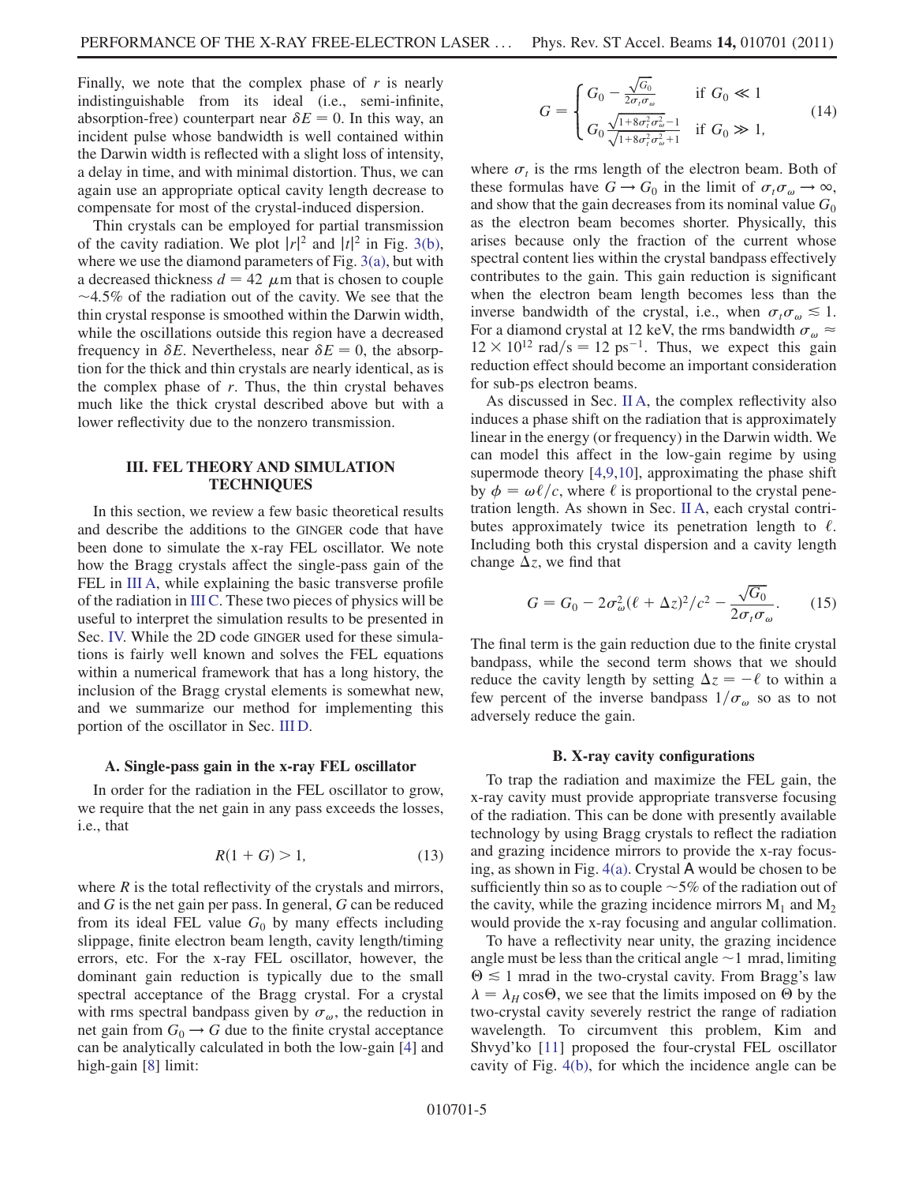Finally, we note that the complex phase of $r$ is nearly indistinguishable from its ideal (i.e., semi-infinite, absorption-free) counterpart near $\delta E = 0$. In this way, an incident pulse whose bandwidth is well contained within the Darwin width is reflected with a slight loss of intensity, a delay in time, and with minimal distortion. Thus, we can again use an appropriate optical cavity length decrease to compensate for most of the crystal-induced dispersion.

Thin crystals can be employed for partial transmission of the cavity radiation. We plot $|r|^2$ and $|t|^2$ in Fig. 3(b), where we use the diamond parameters of Fig. 3(a), but with a decreased thickness $d = 42\ \mu$m that is chosen to couple $\sim$4.5% of the radiation out of the cavity. We see that the thin crystal response is smoothed within the Darwin width, while the oscillations outside this region have a decreased frequency in $\delta E$. Nevertheless, near $\delta E = 0$, the absorption for the thick and thin crystals are nearly identical, as is the complex phase of $r$. Thus, the thin crystal behaves much like the thick crystal described above but with a lower reflectivity due to the nonzero transmission.

## III. FEL THEORY AND SIMULATION TECHNIQUES

In this section, we review a few basic theoretical results and describe the additions to the GINGER code that have been done to simulate the x-ray FEL oscillator. We note how the Bragg crystals affect the single-pass gain of the FEL in III A, while explaining the basic transverse profile of the radiation in III C. These two pieces of physics will be useful to interpret the simulation results to be presented in Sec. IV. While the 2D code GINGER used for these simulations is fairly well known and solves the FEL equations within a numerical framework that has a long history, the inclusion of the Bragg crystal elements is somewhat new, and we summarize our method for implementing this portion of the oscillator in Sec. III D.

### A. Single-pass gain in the x-ray FEL oscillator

In order for the radiation in the FEL oscillator to grow, we require that the net gain in any pass exceeds the losses, i.e., that

$$R(1 + G) > 1, \tag{13}$$

where $R$ is the total reflectivity of the crystals and mirrors, and $G$ is the net gain per pass. In general, $G$ can be reduced from its ideal FEL value $G_0$ by many effects including slippage, finite electron beam length, cavity length/timing errors, etc. For the x-ray FEL oscillator, however, the dominant gain reduction is typically due to the small spectral acceptance of the Bragg crystal. For a crystal with rms spectral bandpass given by $\sigma_\omega$, the reduction in net gain from $G_0 \to G$ due to the finite crystal acceptance can be analytically calculated in both the low-gain [4] and high-gain [8] limit:

$$G = \begin{cases} G_0 - \frac{\sqrt{G_0}}{2\sigma_t\sigma_\omega} & \text{if } G_0 \ll 1 \\ G_0 \frac{\sqrt{1+8\sigma_t^2\sigma_\omega^2}-1}{\sqrt{1+8\sigma_t^2\sigma_\omega^2}+1} & \text{if } G_0 \gg 1, \end{cases} \tag{14}$$

where $\sigma_t$ is the rms length of the electron beam. Both of these formulas have $G \to G_0$ in the limit of $\sigma_t\sigma_\omega \to \infty$, and show that the gain decreases from its nominal value $G_0$ as the electron beam becomes shorter. Physically, this arises because only the fraction of the current whose spectral content lies within the crystal bandpass effectively contributes to the gain. This gain reduction is significant when the electron beam length becomes less than the inverse bandwidth of the crystal, i.e., when $\sigma_t\sigma_\omega \lesssim 1$. For a diamond crystal at 12 keV, the rms bandwidth $\sigma_\omega \approx 12 \times 10^{12}$ rad/s $= 12$ ps$^{-1}$. Thus, we expect this gain reduction effect should become an important consideration for sub-ps electron beams.

As discussed in Sec. II A, the complex reflectivity also induces a phase shift on the radiation that is approximately linear in the energy (or frequency) in the Darwin width. We can model this affect in the low-gain regime by using supermode theory [4,9,10], approximating the phase shift by $\phi = \omega\ell/c$, where $\ell$ is proportional to the crystal penetration length. As shown in Sec. II A, each crystal contributes approximately twice its penetration length to $\ell$. Including both this crystal dispersion and a cavity length change $\Delta z$, we find that

$$G = G_0 - 2\sigma_\omega^2(\ell + \Delta z)^2/c^2 - \frac{\sqrt{G_0}}{2\sigma_t\sigma_\omega}. \tag{15}$$

The final term is the gain reduction due to the finite crystal bandpass, while the second term shows that we should reduce the cavity length by setting $\Delta z = -\ell$ to within a few percent of the inverse bandpass $1/\sigma_\omega$ so as to not adversely reduce the gain.

### B. X-ray cavity configurations

To trap the radiation and maximize the FEL gain, the x-ray cavity must provide appropriate transverse focusing of the radiation. This can be done with presently available technology by using Bragg crystals to reflect the radiation and grazing incidence mirrors to provide the x-ray focusing, as shown in Fig. 4(a). Crystal A would be chosen to be sufficiently thin so as to couple $\sim$5% of the radiation out of the cavity, while the grazing incidence mirrors $M_1$ and $M_2$ would provide the x-ray focusing and angular collimation.

To have a reflectivity near unity, the grazing incidence angle must be less than the critical angle $\sim$1 mrad, limiting $\Theta \lesssim 1$ mrad in the two-crystal cavity. From Bragg's law $\lambda = \lambda_H \cos\Theta$, we see that the limits imposed on $\Theta$ by the two-crystal cavity severely restrict the range of radiation wavelength. To circumvent this problem, Kim and Shvyd'ko [11] proposed the four-crystal FEL oscillator cavity of Fig. 4(b), for which the incidence angle can be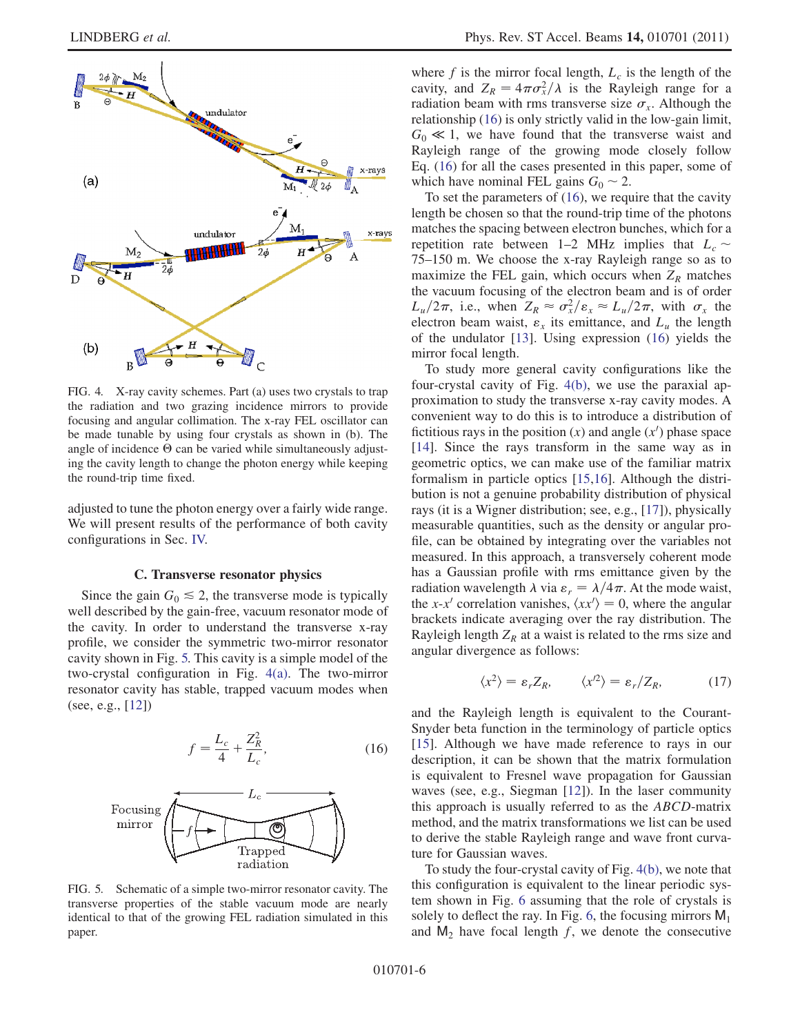FIG. 4. X-ray cavity schemes. Part (a) uses two crystals to trap the radiation and two grazing incidence mirrors to provide focusing and angular collimation. The x-ray FEL oscillator can be made tunable by using four crystals as shown in (b). The angle of incidence $\Theta$ can be varied while simultaneously adjusting the cavity length to change the photon energy while keeping the round-trip time fixed.

adjusted to tune the photon energy over a fairly wide range. We will present results of the performance of both cavity configurations in Sec. IV.

### C. Transverse resonator physics

Since the gain $G_0 \lesssim 2$, the transverse mode is typically well described by the gain-free, vacuum resonator mode of the cavity. In order to understand the transverse x-ray profile, we consider the symmetric two-mirror resonator cavity shown in Fig. 5. This cavity is a simple model of the two-crystal configuration in Fig. 4(a). The two-mirror resonator cavity has stable, trapped vacuum modes when (see, e.g., [12])

$$f = \frac{L_c}{4} + \frac{Z_R^2}{L_c}, \tag{16}$$

FIG. 5. Schematic of a simple two-mirror resonator cavity. The transverse properties of the stable vacuum mode are nearly identical to that of the growing FEL radiation simulated in this paper.

where $f$ is the mirror focal length, $L_c$ is the length of the cavity, and $Z_R = 4\pi\sigma_x^2/\lambda$ is the Rayleigh range for a radiation beam with rms transverse size $\sigma_x$. Although the relationship (16) is only strictly valid in the low-gain limit, $G_0 \ll 1$, we have found that the transverse waist and Rayleigh range of the growing mode closely follow Eq. (16) for all the cases presented in this paper, some of which have nominal FEL gains $G_0 \sim 2$.

To set the parameters of (16), we require that the cavity length be chosen so that the round-trip time of the photons matches the spacing between electron bunches, which for a repetition rate between 1–2 MHz implies that $L_c \sim$ 75–150 m. We choose the x-ray Rayleigh range so as to maximize the FEL gain, which occurs when $Z_R$ matches the vacuum focusing of the electron beam and is of order $L_u/2\pi$, i.e., when $Z_R \approx \sigma_x^2/\varepsilon_x \approx L_u/2\pi$, with $\sigma_x$ the electron beam waist, $\varepsilon_x$ its emittance, and $L_u$ the length of the undulator [13]. Using expression (16) yields the mirror focal length.

To study more general cavity configurations like the four-crystal cavity of Fig. 4(b), we use the paraxial approximation to study the transverse x-ray cavity modes. A convenient way to do this is to introduce a distribution of fictitious rays in the position ($x$) and angle ($x'$) phase space [14]. Since the rays transform in the same way as in geometric optics, we can make use of the familiar matrix formalism in particle optics [15,16]. Although the distribution is not a genuine probability distribution of physical rays (it is a Wigner distribution; see, e.g., [17]), physically measurable quantities, such as the density or angular profile, can be obtained by integrating over the variables not measured. In this approach, a transversely coherent mode has a Gaussian profile with rms emittance given by the radiation wavelength $\lambda$ via $\varepsilon_r = \lambda/4\pi$. At the mode waist, the $x$-$x'$ correlation vanishes, $\langle xx'\rangle = 0$, where the angular brackets indicate averaging over the ray distribution. The Rayleigh length $Z_R$ at a waist is related to the rms size and angular divergence as follows:

$$\langle x^2\rangle = \varepsilon_r Z_R, \qquad \langle x'^2\rangle = \varepsilon_r/Z_R, \tag{17}$$

and the Rayleigh length is equivalent to the Courant-Snyder beta function in the terminology of particle optics [15]. Although we have made reference to rays in our description, it can be shown that the matrix formulation is equivalent to Fresnel wave propagation for Gaussian waves (see, e.g., Siegman [12]). In the laser community this approach is usually referred to as the *ABCD*-matrix method, and the matrix transformations we list can be used to derive the stable Rayleigh range and wave front curvature for Gaussian waves.

To study the four-crystal cavity of Fig. 4(b), we note that this configuration is equivalent to the linear periodic system shown in Fig. 6 assuming that the role of crystals is solely to deflect the ray. In Fig. 6, the focusing mirrors $\mathsf{M}_1$ and $\mathsf{M}_2$ have focal length $f$, we denote the consecutive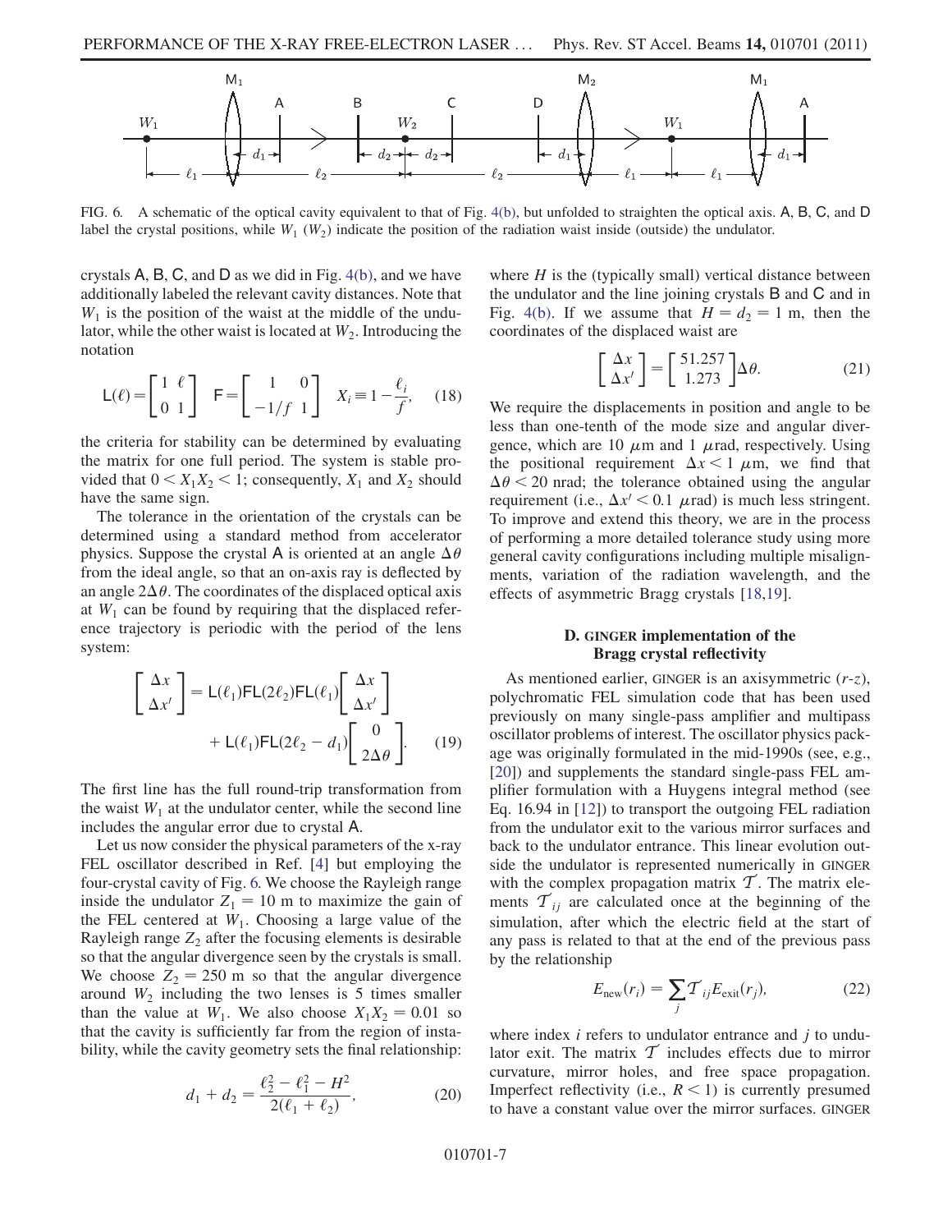FIG. 6. A schematic of the optical cavity equivalent to that of Fig. 4(b), but unfolded to straighten the optical axis. A, B, C, and D label the crystal positions, while $W_1$ ($W_2$) indicate the position of the radiation waist inside (outside) the undulator.

crystals A, B, C, and D as we did in Fig. 4(b), and we have additionally labeled the relevant cavity distances. Note that $W_1$ is the position of the waist at the middle of the undulator, while the other waist is located at $W_2$. Introducing the notation

$$\mathsf{L}(\ell) = \begin{bmatrix} 1 & \ell \\ 0 & 1 \end{bmatrix} \quad \mathsf{F} = \begin{bmatrix} 1 & 0 \\ -1/f & 1 \end{bmatrix} \quad X_i \equiv 1 - \frac{\ell_i}{f}, \tag{18}$$

the criteria for stability can be determined by evaluating the matrix for one full period. The system is stable provided that $0 < X_1 X_2 < 1$; consequently, $X_1$ and $X_2$ should have the same sign.

The tolerance in the orientation of the crystals can be determined using a standard method from accelerator physics. Suppose the crystal A is oriented at an angle $\Delta\theta$ from the ideal angle, so that an on-axis ray is deflected by an angle $2\Delta\theta$. The coordinates of the displaced optical axis at $W_1$ can be found by requiring that the displaced reference trajectory is periodic with the period of the lens system:

$$\begin{aligned} \begin{bmatrix} \Delta x \\ \Delta x' \end{bmatrix} &= \mathsf{L}(\ell_1)\mathsf{F}\mathsf{L}(2\ell_2)\mathsf{F}\mathsf{L}(\ell_1) \begin{bmatrix} \Delta x \\ \Delta x' \end{bmatrix} \\ &\quad + \mathsf{L}(\ell_1)\mathsf{F}\mathsf{L}(2\ell_2 - d_1) \begin{bmatrix} 0 \\ 2\Delta\theta \end{bmatrix}. \end{aligned} \tag{19}$$

The first line has the full round-trip transformation from the waist $W_1$ at the undulator center, while the second line includes the angular error due to crystal A.

Let us now consider the physical parameters of the x-ray FEL oscillator described in Ref. [4] but employing the four-crystal cavity of Fig. 6. We choose the Rayleigh range inside the undulator $Z_1 = 10$ m to maximize the gain of the FEL centered at $W_1$. Choosing a large value of the Rayleigh range $Z_2$ after the focusing elements is desirable so that the angular divergence seen by the crystals is small. We choose $Z_2 = 250$ m so that the angular divergence around $W_2$ including the two lenses is 5 times smaller than the value at $W_1$. We also choose $X_1 X_2 = 0.01$ so that the cavity is sufficiently far from the region of instability, while the cavity geometry sets the final relationship:

$$d_1 + d_2 = \frac{\ell_2^2 - \ell_1^2 - H^2}{2(\ell_1 + \ell_2)}, \tag{20}$$

where $H$ is the (typically small) vertical distance between the undulator and the line joining crystals B and C and in Fig. 4(b). If we assume that $H = d_2 = 1$ m, then the coordinates of the displaced waist are

$$\begin{bmatrix} \Delta x \\ \Delta x' \end{bmatrix} = \begin{bmatrix} 51.257 \\ 1.273 \end{bmatrix} \Delta\theta. \tag{21}$$

We require the displacements in position and angle to be less than one-tenth of the mode size and angular divergence, which are 10 $\mu$m and 1 $\mu$rad, respectively. Using the positional requirement $\Delta x < 1$ $\mu$m, we find that $\Delta\theta < 20$ nrad; the tolerance obtained using the angular requirement (i.e., $\Delta x' < 0.1$ $\mu$rad) is much less stringent. To improve and extend this theory, we are in the process of performing a more detailed tolerance study using more general cavity configurations including multiple misalignments, variation of the radiation wavelength, and the effects of asymmetric Bragg crystals [18,19].

### D. GINGER implementation of the Bragg crystal reflectivity

As mentioned earlier, GINGER is an axisymmetric ($r$-$z$), polychromatic FEL simulation code that has been used previously on many single-pass amplifier and multipass oscillator problems of interest. The oscillator physics package was originally formulated in the mid-1990s (see, e.g., [20]) and supplements the standard single-pass FEL amplifier formulation with a Huygens integral method (see Eq. 16.94 in [12]) to transport the outgoing FEL radiation from the undulator exit to the various mirror surfaces and back to the undulator entrance. This linear evolution outside the undulator is represented numerically in GINGER with the complex propagation matrix $\mathcal{T}$. The matrix elements $\mathcal{T}_{ij}$ are calculated once at the beginning of the simulation, after which the electric field at the start of any pass is related to that at the end of the previous pass by the relationship

$$E_{\text{new}}(r_i) = \sum_j \mathcal{T}_{ij} E_{\text{exit}}(r_j), \tag{22}$$

where index $i$ refers to undulator entrance and $j$ to undulator exit. The matrix $\mathcal{T}$ includes effects due to mirror curvature, mirror holes, and free space propagation. Imperfect reflectivity (i.e., $R < 1$) is currently presumed to have a constant value over the mirror surfaces. GINGER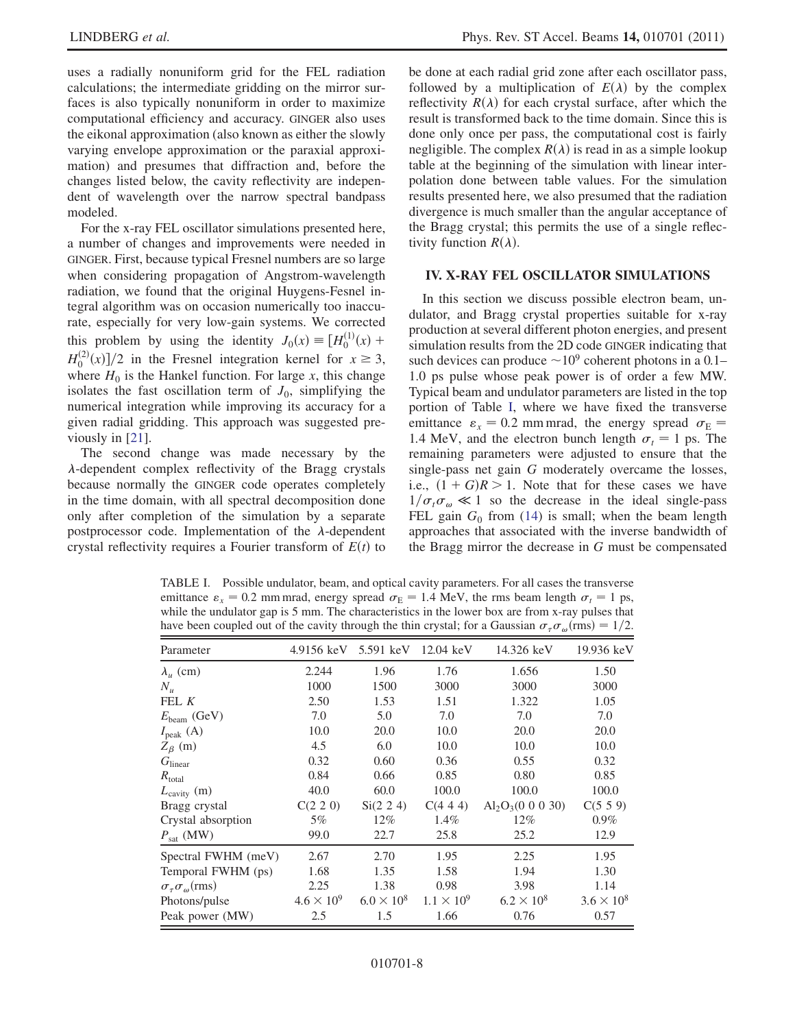uses a radially nonuniform grid for the FEL radiation calculations; the intermediate gridding on the mirror surfaces is also typically nonuniform in order to maximize computational efficiency and accuracy. GINGER also uses the eikonal approximation (also known as either the slowly varying envelope approximation or the paraxial approximation) and presumes that diffraction and, before the changes listed below, the cavity reflectivity are independent of wavelength over the narrow spectral bandpass modeled.

For the x-ray FEL oscillator simulations presented here, a number of changes and improvements were needed in GINGER. First, because typical Fresnel numbers are so large when considering propagation of Angstrom-wavelength radiation, we found that the original Huygens-Fesnel integral algorithm was on occasion numerically too inaccurate, especially for very low-gain systems. We corrected this problem by using the identity $J_0(x) \equiv [H_0^{(1)}(x) + H_0^{(2)}(x)]/2$ in the Fresnel integration kernel for $x \geq 3$, where $H_0$ is the Hankel function. For large $x$, this change isolates the fast oscillation term of $J_0$, simplifying the numerical integration while improving its accuracy for a given radial gridding. This approach was suggested previously in [21].

The second change was made necessary by the $\lambda$-dependent complex reflectivity of the Bragg crystals because normally the GINGER code operates completely in the time domain, with all spectral decomposition done only after completion of the simulation by a separate postprocessor code. Implementation of the $\lambda$-dependent crystal reflectivity requires a Fourier transform of $E(t)$ to be done at each radial grid zone after each oscillator pass, followed by a multiplication of $E(\lambda)$ by the complex reflectivity $R(\lambda)$ for each crystal surface, after which the result is transformed back to the time domain. Since this is done only once per pass, the computational cost is fairly negligible. The complex $R(\lambda)$ is read in as a simple lookup table at the beginning of the simulation with linear interpolation done between table values. For the simulation results presented here, we also presumed that the radiation divergence is much smaller than the angular acceptance of the Bragg crystal; this permits the use of a single reflectivity function $R(\lambda)$.

## IV. X-RAY FEL OSCILLATOR SIMULATIONS

In this section we discuss possible electron beam, undulator, and Bragg crystal properties suitable for x-ray production at several different photon energies, and present simulation results from the 2D code GINGER indicating that such devices can produce $\sim 10^9$ coherent photons in a 0.1–1.0 ps pulse whose peak power is of order a few MW. Typical beam and undulator parameters are listed in the top portion of Table I, where we have fixed the transverse emittance $\varepsilon_x = 0.2$ mm mrad, the energy spread $\sigma_E = 1.4$ MeV, and the electron bunch length $\sigma_t = 1$ ps. The remaining parameters were adjusted to ensure that the single-pass net gain $G$ moderately overcame the losses, i.e., $(1 + G)R > 1$. Note that for these cases we have $1/\sigma_t \sigma_\omega \ll 1$ so the decrease in the ideal single-pass FEL gain $G_0$ from (14) is small; when the beam length approaches that associated with the inverse bandwidth of the Bragg mirror the decrease in $G$ must be compensated

TABLE I. Possible undulator, beam, and optical cavity parameters. For all cases the transverse emittance $\varepsilon_x = 0.2$ mm mrad, energy spread $\sigma_E = 1.4$ MeV, the rms beam length $\sigma_t = 1$ ps, while the undulator gap is 5 mm. The characteristics in the lower box are from x-ray pulses that have been coupled out of the cavity through the thin crystal; for a Gaussian $\sigma_\tau \sigma_\omega(\text{rms}) = 1/2$.

| Parameter | 4.9156 keV | 5.591 keV | 12.04 keV | 14.326 keV | 19.936 keV |
|---|---|---|---|---|---|
| $\lambda_u$ (cm) | 2.244 | 1.96 | 1.76 | 1.656 | 1.50 |
| $N_u$ | 1000 | 1500 | 3000 | 3000 | 3000 |
| FEL $K$ | 2.50 | 1.53 | 1.51 | 1.322 | 1.05 |
| $E_{\text{beam}}$ (GeV) | 7.0 | 5.0 | 7.0 | 7.0 | 7.0 |
| $I_{\text{peak}}$ (A) | 10.0 | 20.0 | 10.0 | 20.0 | 20.0 |
| $Z_\beta$ (m) | 4.5 | 6.0 | 10.0 | 10.0 | 10.0 |
| $G_{\text{linear}}$ | 0.32 | 0.60 | 0.36 | 0.55 | 0.32 |
| $R_{\text{total}}$ | 0.84 | 0.66 | 0.85 | 0.80 | 0.85 |
| $L_{\text{cavity}}$ (m) | 40.0 | 60.0 | 100.0 | 100.0 | 100.0 |
| Bragg crystal | C(2 2 0) | Si(2 2 4) | C(4 4 4) | $Al_2O_3$(0 0 0 30) | C(5 5 9) |
| Crystal absorption | 5% | 12% | 1.4% | 12% | 0.9% |
| $P_{\text{sat}}$ (MW) | 99.0 | 22.7 | 25.8 | 25.2 | 12.9 |
| Spectral FWHM (meV) | 2.67 | 2.70 | 1.95 | 2.25 | 1.95 |
| Temporal FWHM (ps) | 1.68 | 1.35 | 1.58 | 1.94 | 1.30 |
| $\sigma_\tau \sigma_\omega$(rms) | 2.25 | 1.38 | 0.98 | 3.98 | 1.14 |
| Photons/pulse | $4.6 \times 10^9$ | $6.0 \times 10^8$ | $1.1 \times 10^9$ | $6.2 \times 10^8$ | $3.6 \times 10^8$ |
| Peak power (MW) | 2.5 | 1.5 | 1.66 | 0.76 | 0.57 |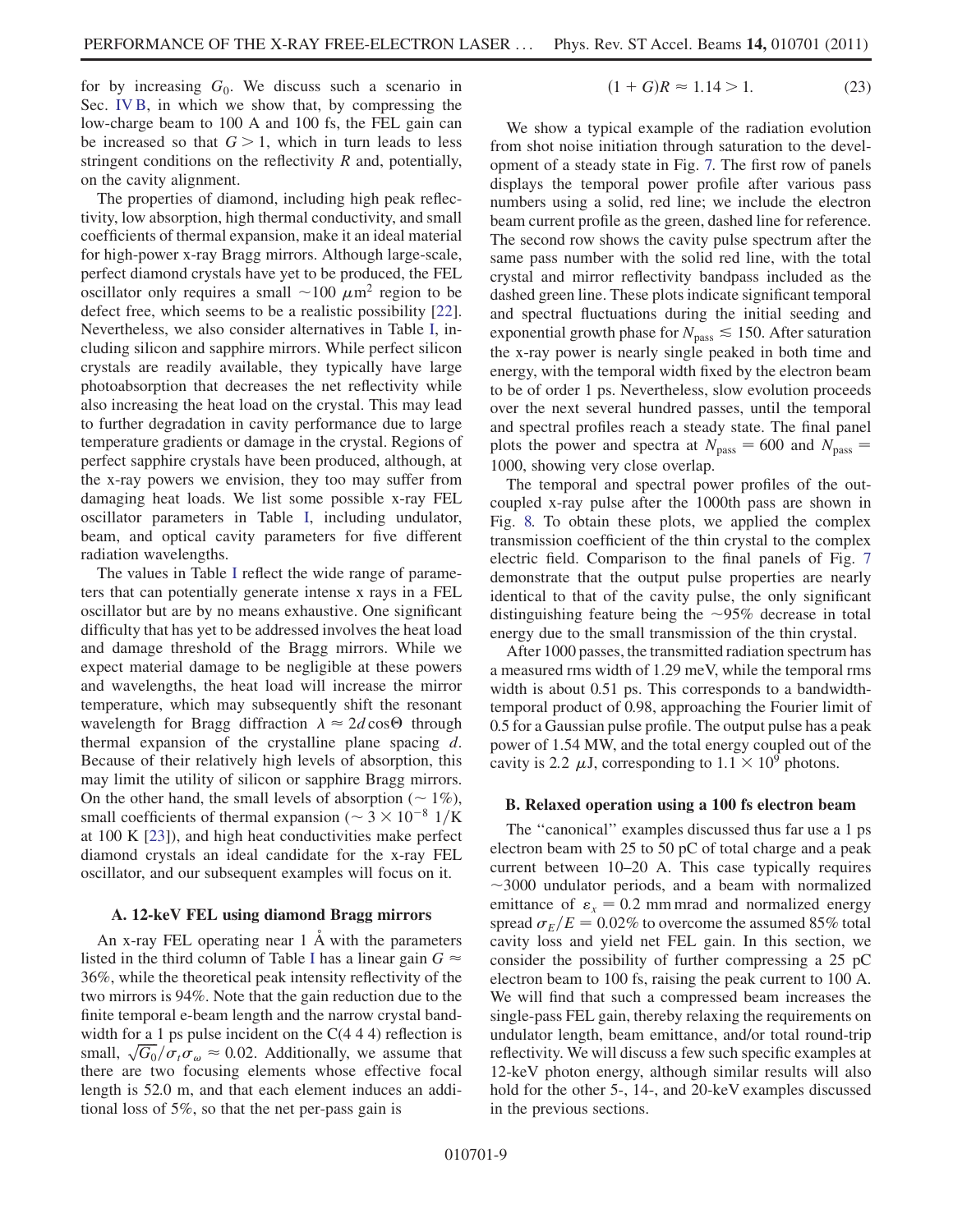for by increasing $G_0$. We discuss such a scenario in Sec. IV B, in which we show that, by compressing the low-charge beam to 100 A and 100 fs, the FEL gain can be increased so that $G > 1$, which in turn leads to less stringent conditions on the reflectivity $R$ and, potentially, on the cavity alignment.

The properties of diamond, including high peak reflectivity, low absorption, high thermal conductivity, and small coefficients of thermal expansion, make it an ideal material for high-power x-ray Bragg mirrors. Although large-scale, perfect diamond crystals have yet to be produced, the FEL oscillator only requires a small $\sim 100\ \mu\text{m}^2$ region to be defect free, which seems to be a realistic possibility [22]. Nevertheless, we also consider alternatives in Table I, including silicon and sapphire mirrors. While perfect silicon crystals are readily available, they typically have large photoabsorption that decreases the net reflectivity while also increasing the heat load on the crystal. This may lead to further degradation in cavity performance due to large temperature gradients or damage in the crystal. Regions of perfect sapphire crystals have been produced, although, at the x-ray powers we envision, they too may suffer from damaging heat loads. We list some possible x-ray FEL oscillator parameters in Table I, including undulator, beam, and optical cavity parameters for five different radiation wavelengths.

The values in Table I reflect the wide range of parameters that can potentially generate intense x rays in a FEL oscillator but are by no means exhaustive. One significant difficulty that has yet to be addressed involves the heat load and damage threshold of the Bragg mirrors. While we expect material damage to be negligible at these powers and wavelengths, the heat load will increase the mirror temperature, which may subsequently shift the resonant wavelength for Bragg diffraction $\lambda \approx 2d\cos\Theta$ through thermal expansion of the crystalline plane spacing $d$. Because of their relatively high levels of absorption, this may limit the utility of silicon or sapphire Bragg mirrors. On the other hand, the small levels of absorption ($\sim 1\%$), small coefficients of thermal expansion ($\sim 3 \times 10^{-8}$ 1/K at 100 K [23]), and high heat conductivities make perfect diamond crystals an ideal candidate for the x-ray FEL oscillator, and our subsequent examples will focus on it.

### A. 12-keV FEL using diamond Bragg mirrors

An x-ray FEL operating near 1 Å with the parameters listed in the third column of Table I has a linear gain $G \approx 36\%$, while the theoretical peak intensity reflectivity of the two mirrors is 94%. Note that the gain reduction due to the finite temporal e-beam length and the narrow crystal bandwidth for a 1 ps pulse incident on the C(4 4 4) reflection is small, $\sqrt{G_0}/\sigma_t\sigma_\omega \approx 0.02$. Additionally, we assume that there are two focusing elements whose effective focal length is 52.0 m, and that each element induces an additional loss of 5%, so that the net per-pass gain is

$$(1 + G)R \approx 1.14 > 1. \tag{23}$$

We show a typical example of the radiation evolution from shot noise initiation through saturation to the development of a steady state in Fig. 7. The first row of panels displays the temporal power profile after various pass numbers using a solid, red line; we include the electron beam current profile as the green, dashed line for reference. The second row shows the cavity pulse spectrum after the same pass number with the solid red line, with the total crystal and mirror reflectivity bandpass included as the dashed green line. These plots indicate significant temporal and spectral fluctuations during the initial seeding and exponential growth phase for $N_{\text{pass}} \lesssim 150$. After saturation the x-ray power is nearly single peaked in both time and energy, with the temporal width fixed by the electron beam to be of order 1 ps. Nevertheless, slow evolution proceeds over the next several hundred passes, until the temporal and spectral profiles reach a steady state. The final panel plots the power and spectra at $N_{\text{pass}} = 600$ and $N_{\text{pass}} = 1000$, showing very close overlap.

The temporal and spectral power profiles of the outcoupled x-ray pulse after the 1000th pass are shown in Fig. 8. To obtain these plots, we applied the complex transmission coefficient of the thin crystal to the complex electric field. Comparison to the final panels of Fig. 7 demonstrate that the output pulse properties are nearly identical to that of the cavity pulse, the only significant distinguishing feature being the $\sim 95\%$ decrease in total energy due to the small transmission of the thin crystal.

After 1000 passes, the transmitted radiation spectrum has a measured rms width of 1.29 meV, while the temporal rms width is about 0.51 ps. This corresponds to a bandwidth-temporal product of 0.98, approaching the Fourier limit of 0.5 for a Gaussian pulse profile. The output pulse has a peak power of 1.54 MW, and the total energy coupled out of the cavity is 2.2 $\mu$J, corresponding to $1.1 \times 10^9$ photons.

### B. Relaxed operation using a 100 fs electron beam

The "canonical" examples discussed thus far use a 1 ps electron beam with 25 to 50 pC of total charge and a peak current between 10–20 A. This case typically requires $\sim 3000$ undulator periods, and a beam with normalized emittance of $\varepsilon_x = 0.2$ mm mrad and normalized energy spread $\sigma_E/E = 0.02\%$ to overcome the assumed 85% total cavity loss and yield net FEL gain. In this section, we consider the possibility of further compressing a 25 pC electron beam to 100 fs, raising the peak current to 100 A. We will find that such a compressed beam increases the single-pass FEL gain, thereby relaxing the requirements on undulator length, beam emittance, and/or total round-trip reflectivity. We will discuss a few such specific examples at 12-keV photon energy, although similar results will also hold for the other 5-, 14-, and 20-keV examples discussed in the previous sections.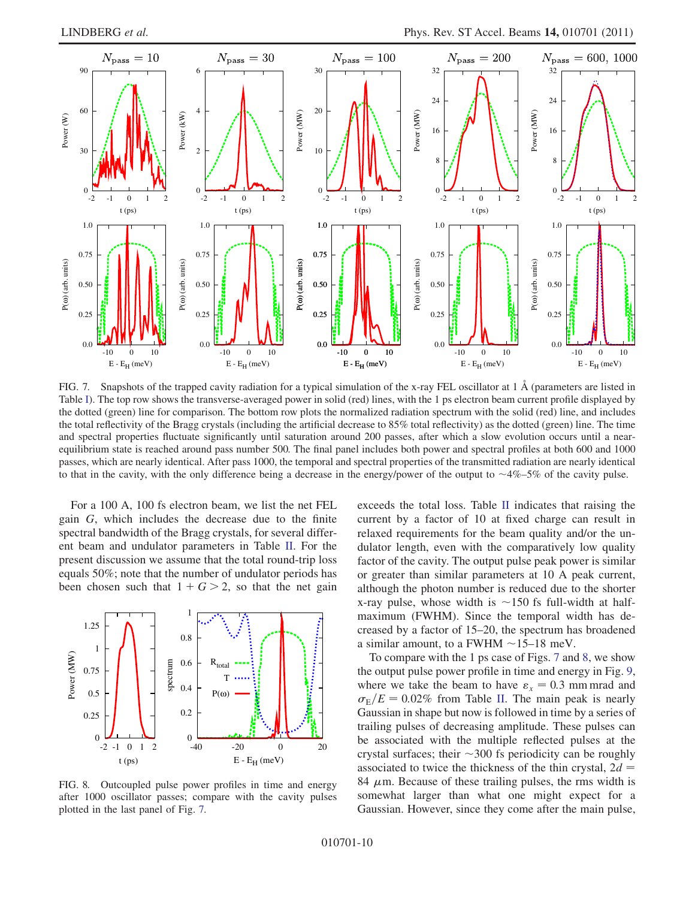FIG. 7. Snapshots of the trapped cavity radiation for a typical simulation of the x-ray FEL oscillator at 1 Å (parameters are listed in Table I). The top row shows the transverse-averaged power in solid (red) lines, with the 1 ps electron beam current profile displayed by the dotted (green) line for comparison. The bottom row plots the normalized radiation spectrum with the solid (red) line, and includes the total reflectivity of the Bragg crystals (including the artificial decrease to 85% total reflectivity) as the dotted (green) line. The time and spectral properties fluctuate significantly until saturation around 200 passes, after which a slow evolution occurs until a near-equilibrium state is reached around pass number 500. The final panel includes both power and spectral profiles at both 600 and 1000 passes, which are nearly identical. After pass 1000, the temporal and spectral properties of the transmitted radiation are nearly identical to that in the cavity, with the only difference being a decrease in the energy/power of the output to ~4%–5% of the cavity pulse.

For a 100 A, 100 fs electron beam, we list the net FEL gain $G$, which includes the decrease due to the finite spectral bandwidth of the Bragg crystals, for several different beam and undulator parameters in Table II. For the present discussion we assume that the total round-trip loss equals 50%; note that the number of undulator periods has been chosen such that $1 + G > 2$, so that the net gain exceeds the total loss. Table II indicates that raising the current by a factor of 10 at fixed charge can result in relaxed requirements for the beam quality and/or the undulator length, even with the comparatively low quality factor of the cavity. The output pulse peak power is similar or greater than similar parameters at 10 A peak current, although the photon number is reduced due to the shorter x-ray pulse, whose width is ~150 fs full-width at half-maximum (FWHM). Since the temporal width has decreased by a factor of 15–20, the spectrum has broadened a similar amount, to a FWHM ~15–18 meV.

FIG. 8. Outcoupled pulse power profiles in time and energy after 1000 oscillator passes; compare with the cavity pulses plotted in the last panel of Fig. 7.

To compare with the 1 ps case of Figs. 7 and 8, we show the output pulse power profile in time and energy in Fig. 9, where we take the beam to have $\varepsilon_x = 0.3$ mm mrad and $\sigma_E/E = 0.02\%$ from Table II. The main peak is nearly Gaussian in shape but now is followed in time by a series of trailing pulses of decreasing amplitude. These pulses can be associated with the multiple reflected pulses at the crystal surfaces; their ~300 fs periodicity can be roughly associated to twice the thickness of the thin crystal, $2d = 84\ \mu$m. Because of these trailing pulses, the rms width is somewhat larger than what one might expect for a Gaussian. However, since they come after the main pulse,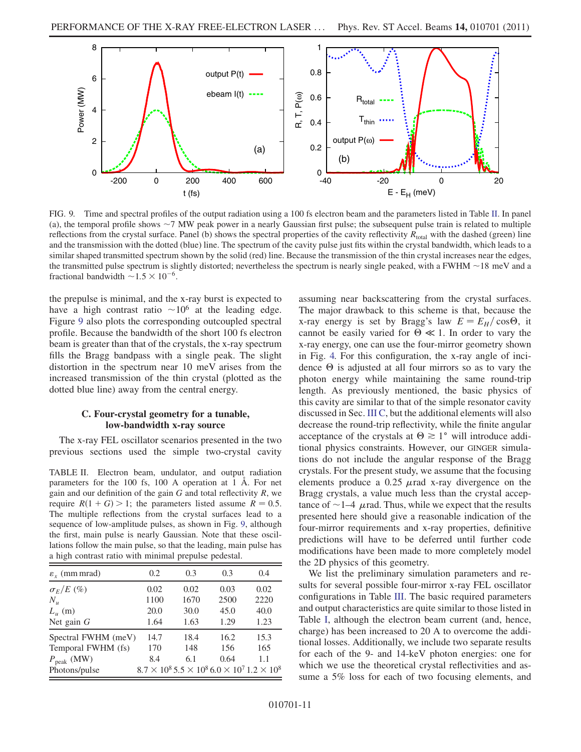FIG. 9. Time and spectral profiles of the output radiation using a 100 fs electron beam and the parameters listed in Table II. In panel (a), the temporal profile shows ~7 MW peak power in a nearly Gaussian first pulse; the subsequent pulse train is related to multiple reflections from the crystal surface. Panel (b) shows the spectral properties of the cavity reflectivity $R_{total}$ with the dashed (green) line and the transmission with the dotted (blue) line. The spectrum of the cavity pulse just fits within the crystal bandwidth, which leads to a similar shaped transmitted spectrum shown by the solid (red) line. Because the transmission of the thin crystal increases near the edges, the transmitted pulse spectrum is slightly distorted; nevertheless the spectrum is nearly single peaked, with a FWHM ~18 meV and a fractional bandwidth $\sim 1.5 \times 10^{-6}$.

the prepulse is minimal, and the x-ray burst is expected to have a high contrast ratio $\sim 10^6$ at the leading edge. Figure 9 also plots the corresponding outcoupled spectral profile. Because the bandwidth of the short 100 fs electron beam is greater than that of the crystals, the x-ray spectrum fills the Bragg bandpass with a single peak. The slight distortion in the spectrum near 10 meV arises from the increased transmission of the thin crystal (plotted as the dotted blue line) away from the central energy.

### C. Four-crystal geometry for a tunable, low-bandwidth x-ray source

The x-ray FEL oscillator scenarios presented in the two previous sections used the simple two-crystal cavity assuming near backscattering from the crystal surfaces. The major drawback to this scheme is that, because the x-ray energy is set by Bragg's law $E = E_H/\cos\Theta$, it cannot be easily varied for $\Theta \ll 1$. In order to vary the x-ray energy, one can use the four-mirror geometry shown in Fig. 4. For this configuration, the x-ray angle of incidence $\Theta$ is adjusted at all four mirrors so as to vary the photon energy while maintaining the same round-trip length. As previously mentioned, the basic physics of this cavity are similar to that of the simple resonator cavity discussed in Sec. III C, but the additional elements will also decrease the round-trip reflectivity, while the finite angular acceptance of the crystals at $\Theta \gtrsim 1°$ will introduce additional physics constraints. However, our GINGER simulations do not include the angular response of the Bragg crystals. For the present study, we assume that the focusing elements produce a 0.25 $\mu$rad x-ray divergence on the Bragg crystals, a value much less than the crystal acceptance of ~1–4 $\mu$rad. Thus, while we expect that the results presented here should give a reasonable indication of the four-mirror requirements and x-ray properties, definitive predictions will have to be deferred until further code modifications have been made to more completely model the 2D physics of this geometry.

We list the preliminary simulation parameters and results for several possible four-mirror x-ray FEL oscillator configurations in Table III. The basic required parameters and output characteristics are quite similar to those listed in Table I, although the electron beam current (and, hence, charge) has been increased to 20 A to overcome the additional losses. Additionally, we include two separate results for each of the 9- and 14-keV photon energies: one for which we use the theoretical crystal reflectivities and assume a 5% loss for each of two focusing elements, and

TABLE II. Electron beam, undulator, and output radiation parameters for the 100 fs, 100 A operation at 1 Å. For net gain and our definition of the gain $G$ and total reflectivity $R$, we require $R(1+G) > 1$; the parameters listed assume $R = 0.5$. The multiple reflections from the crystal surfaces lead to a sequence of low-amplitude pulses, as shown in Fig. 9, although the first, main pulse is nearly Gaussian. Note that these oscillations follow the main pulse, so that the leading, main pulse has a high contrast ratio with minimal prepulse pedestal.

| $\varepsilon_x$ (mm mrad) | 0.2 | 0.3 | 0.3 | 0.4 |
|---|---|---|---|---|
| $\sigma_E/E$ (%) | 0.02 | 0.02 | 0.03 | 0.02 |
| $N_u$ | 1100 | 1670 | 2500 | 2220 |
| $L_u$ (m) | 20.0 | 30.0 | 45.0 | 40.0 |
| Net gain $G$ | 1.64 | 1.63 | 1.29 | 1.23 |
| Spectral FWHM (meV) | 14.7 | 18.4 | 16.2 | 15.3 |
| Temporal FWHM (fs) | 170 | 148 | 156 | 165 |
| $P_{peak}$ (MW) | 8.4 | 6.1 | 0.64 | 1.1 |
| Photons/pulse | $8.7 \times 10^8$ | $5.5 \times 10^8$ | $6.0 \times 10^7$ | $1.2 \times 10^8$ |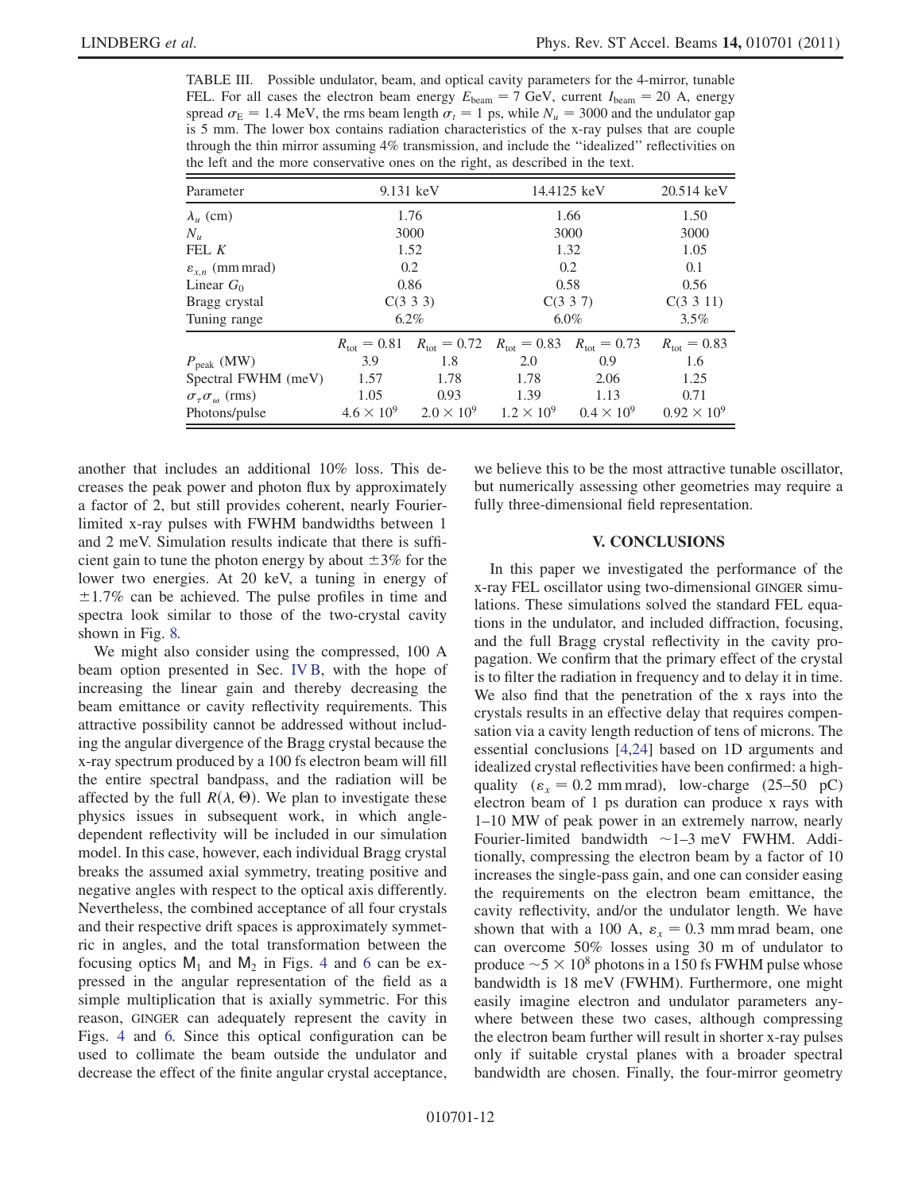TABLE III. Possible undulator, beam, and optical cavity parameters for the 4-mirror, tunable FEL. For all cases the electron beam energy $E_{\rm beam} = 7$ GeV, current $I_{\rm beam} = 20$ A, energy spread $\sigma_{\rm E} = 1.4$ MeV, the rms beam length $\sigma_t = 1$ ps, while $N_u = 3000$ and the undulator gap is 5 mm. The lower box contains radiation characteristics of the x-ray pulses that are couple through the thin mirror assuming 4% transmission, and include the "idealized" reflectivities on the left and the more conservative ones on the right, as described in the text.

| Parameter | 9.131 keV | | 14.4125 keV | | 20.514 keV |
|---|---|---|---|---|---|
| $\lambda_u$ (cm) | 1.76 | | 1.66 | | 1.50 |
| $N_u$ | 3000 | | 3000 | | 3000 |
| FEL $K$ | 1.52 | | 1.32 | | 1.05 |
| $\varepsilon_{x,n}$ (mm mrad) | 0.2 | | 0.2 | | 0.1 |
| Linear $G_0$ | 0.86 | | 0.58 | | 0.56 |
| Bragg crystal | C(3 3 3) | | C(3 3 7) | | C(3 3 11) |
| Tuning range | 6.2% | | 6.0% | | 3.5% |
| | $R_{\rm tot} = 0.81$ | $R_{\rm tot} = 0.72$ | $R_{\rm tot} = 0.83$ | $R_{\rm tot} = 0.73$ | $R_{\rm tot} = 0.83$ |
| $P_{\rm peak}$ (MW) | 3.9 | 1.8 | 2.0 | 0.9 | 1.6 |
| Spectral FWHM (meV) | 1.57 | 1.78 | 1.78 | 2.06 | 1.25 |
| $\sigma_\tau \sigma_\omega$ (rms) | 1.05 | 0.93 | 1.39 | 1.13 | 0.71 |
| Photons/pulse | $4.6 \times 10^9$ | $2.0 \times 10^9$ | $1.2 \times 10^9$ | $0.4 \times 10^9$ | $0.92 \times 10^9$ |

another that includes an additional 10% loss. This decreases the peak power and photon flux by approximately a factor of 2, but still provides coherent, nearly Fourier-limited x-ray pulses with FWHM bandwidths between 1 and 2 meV. Simulation results indicate that there is sufficient gain to tune the photon energy by about $\pm 3\%$ for the lower two energies. At 20 keV, a tuning in energy of $\pm 1.7\%$ can be achieved. The pulse profiles in time and spectra look similar to those of the two-crystal cavity shown in Fig. 8.

We might also consider using the compressed, 100 A beam option presented in Sec. IV B, with the hope of increasing the linear gain and thereby decreasing the beam emittance or cavity reflectivity requirements. This attractive possibility cannot be addressed without including the angular divergence of the Bragg crystal because the x-ray spectrum produced by a 100 fs electron beam will fill the entire spectral bandpass, and the radiation will be affected by the full $R(\lambda, \Theta)$. We plan to investigate these physics issues in subsequent work, in which angle-dependent reflectivity will be included in our simulation model. In this case, however, each individual Bragg crystal breaks the assumed axial symmetry, treating positive and negative angles with respect to the optical axis differently. Nevertheless, the combined acceptance of all four crystals and their respective drift spaces is approximately symmetric in angles, and the total transformation between the focusing optics $\mathsf{M}_1$ and $\mathsf{M}_2$ in Figs. 4 and 6 can be expressed in the angular representation of the field as a simple multiplication that is axially symmetric. For this reason, GINGER can adequately represent the cavity in Figs. 4 and 6. Since this optical configuration can be used to collimate the beam outside the undulator and decrease the effect of the finite angular crystal acceptance, we believe this to be the most attractive tunable oscillator, but numerically assessing other geometries may require a fully three-dimensional field representation.

## V. CONCLUSIONS

In this paper we investigated the performance of the x-ray FEL oscillator using two-dimensional GINGER simulations. These simulations solved the standard FEL equations in the undulator, and included diffraction, focusing, and the full Bragg crystal reflectivity in the cavity propagation. We confirm that the primary effect of the crystal is to filter the radiation in frequency and to delay it in time. We also find that the penetration of the x rays into the crystals results in an effective delay that requires compensation via a cavity length reduction of tens of microns. The essential conclusions [4,24] based on 1D arguments and idealized crystal reflectivities have been confirmed: a high-quality ($\varepsilon_x = 0.2$ mm mrad), low-charge (25–50 pC) electron beam of 1 ps duration can produce x rays with 1–10 MW of peak power in an extremely narrow, nearly Fourier-limited bandwidth $\sim$1–3 meV FWHM. Additionally, compressing the electron beam by a factor of 10 increases the single-pass gain, and one can consider easing the requirements on the electron beam emittance, the cavity reflectivity, and/or the undulator length. We have shown that with a 100 A, $\varepsilon_x = 0.3$ mm mrad beam, one can overcome 50% losses using 30 m of undulator to produce $\sim 5 \times 10^8$ photons in a 150 fs FWHM pulse whose bandwidth is 18 meV (FWHM). Furthermore, one might easily imagine electron and undulator parameters anywhere between these two cases, although compressing the electron beam further will result in shorter x-ray pulses only if suitable crystal planes with a broader spectral bandwidth are chosen. Finally, the four-mirror geometry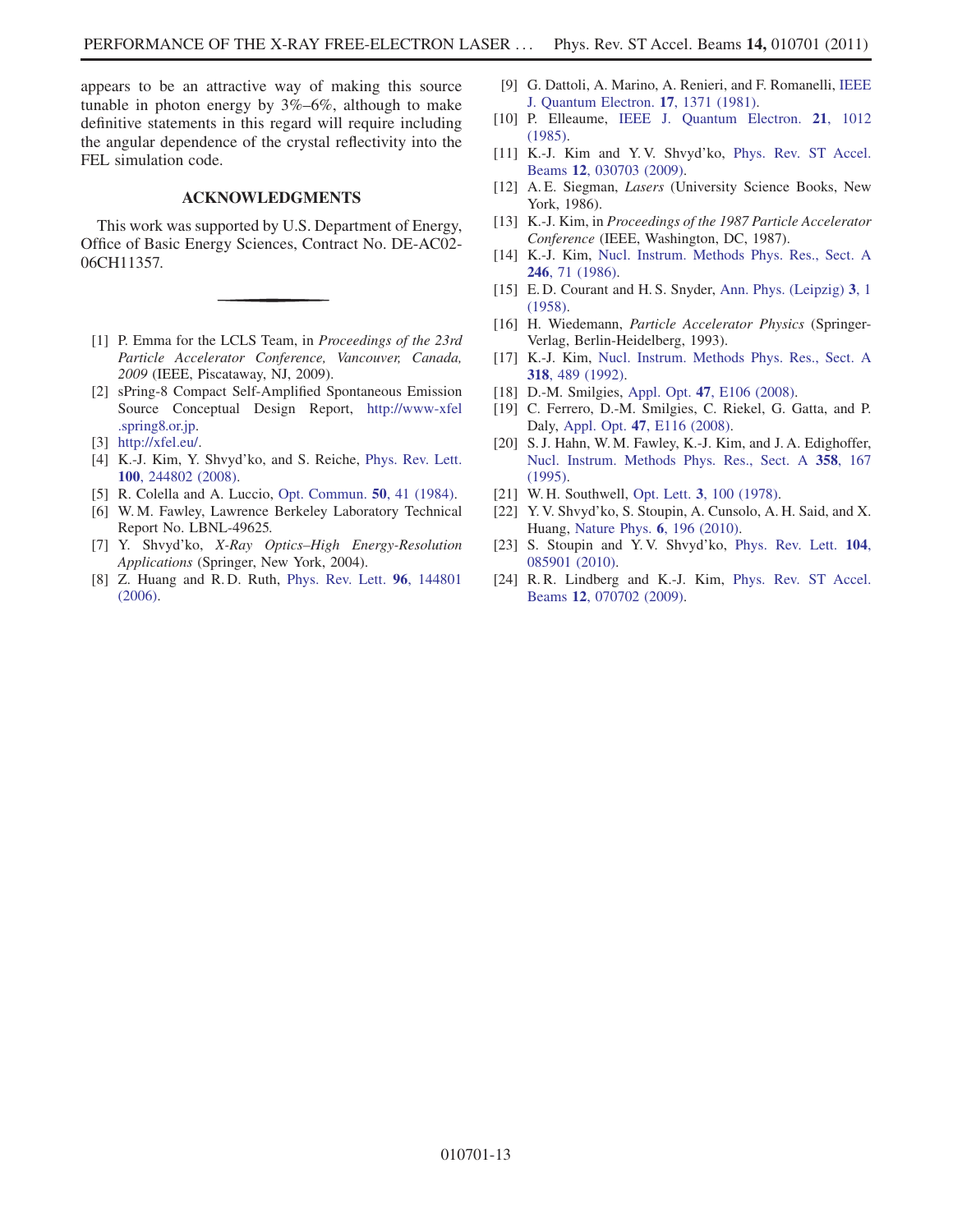appears to be an attractive way of making this source tunable in photon energy by 3%–6%, although to make definitive statements in this regard will require including the angular dependence of the crystal reflectivity into the FEL simulation code.

## ACKNOWLEDGMENTS

This work was supported by U.S. Department of Energy, Office of Basic Energy Sciences, Contract No. DE-AC02-06CH11357.

---

[1] P. Emma for the LCLS Team, in *Proceedings of the 23rd Particle Accelerator Conference, Vancouver, Canada, 2009* (IEEE, Piscataway, NJ, 2009).

[2] sPring-8 Compact Self-Amplified Spontaneous Emission Source Conceptual Design Report, http://www-xfel.spring8.or.jp.

[3] http://xfel.eu/.

[4] K.-J. Kim, Y. Shvyd'ko, and S. Reiche, Phys. Rev. Lett. **100**, 244802 (2008).

[5] R. Colella and A. Luccio, Opt. Commun. **50**, 41 (1984).

[6] W. M. Fawley, Lawrence Berkeley Laboratory Technical Report No. LBNL-49625.

[7] Y. Shvyd'ko, *X-Ray Optics–High Energy-Resolution Applications* (Springer, New York, 2004).

[8] Z. Huang and R. D. Ruth, Phys. Rev. Lett. **96**, 144801 (2006).

[9] G. Dattoli, A. Marino, A. Renieri, and F. Romanelli, IEEE J. Quantum Electron. **17**, 1371 (1981).

[10] P. Elleaume, IEEE J. Quantum Electron. **21**, 1012 (1985).

[11] K.-J. Kim and Y. V. Shvyd'ko, Phys. Rev. ST Accel. Beams **12**, 030703 (2009).

[12] A. E. Siegman, *Lasers* (University Science Books, New York, 1986).

[13] K.-J. Kim, in *Proceedings of the 1987 Particle Accelerator Conference* (IEEE, Washington, DC, 1987).

[14] K.-J. Kim, Nucl. Instrum. Methods Phys. Res., Sect. A **246**, 71 (1986).

[15] E. D. Courant and H. S. Snyder, Ann. Phys. (Leipzig) **3**, 1 (1958).

[16] H. Wiedemann, *Particle Accelerator Physics* (Springer-Verlag, Berlin-Heidelberg, 1993).

[17] K.-J. Kim, Nucl. Instrum. Methods Phys. Res., Sect. A **318**, 489 (1992).

[18] D.-M. Smilgies, Appl. Opt. **47**, E106 (2008).

[19] C. Ferrero, D.-M. Smilgies, C. Riekel, G. Gatta, and P. Daly, Appl. Opt. **47**, E116 (2008).

[20] S. J. Hahn, W. M. Fawley, K.-J. Kim, and J. A. Edighoffer, Nucl. Instrum. Methods Phys. Res., Sect. A **358**, 167 (1995).

[21] W. H. Southwell, Opt. Lett. **3**, 100 (1978).

[22] Y. V. Shvyd'ko, S. Stoupin, A. Cunsolo, A. H. Said, and X. Huang, Nature Phys. **6**, 196 (2010).

[23] S. Stoupin and Y. V. Shvyd'ko, Phys. Rev. Lett. **104**, 085901 (2010).

[24] R. R. Lindberg and K.-J. Kim, Phys. Rev. ST Accel. Beams **12**, 070702 (2009).